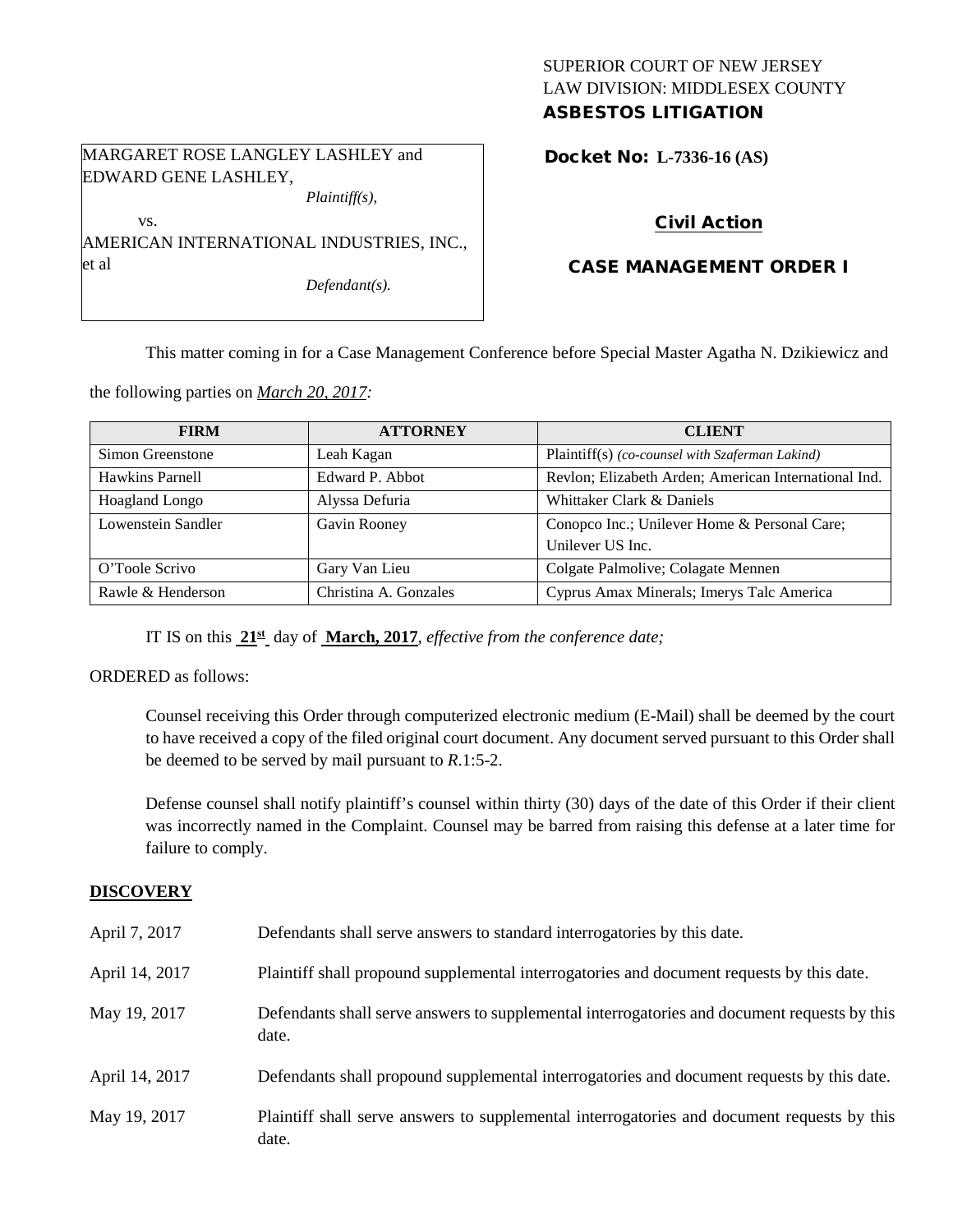SUPERIOR COURT OF NEW JERSEY
LAW DIVISION: MIDDLESEX COUNTY
**ASBESTOS LITIGATION**

MARGARET ROSE LANGLEY LASHLEY and EDWARD GENE LASHLEY,
*Plaintiff(s),*

vs.

AMERICAN INTERNATIONAL INDUSTRIES, INC., et al
*Defendant(s).*

**Docket No: L-7336-16 (AS)**

**Civil Action**

**CASE MANAGEMENT ORDER I**

This matter coming in for a Case Management Conference before Special Master Agatha N. Dzikiewicz and the following parties on *March 20, 2017:*

| FIRM | ATTORNEY | CLIENT |
|---|---|---|
| Simon Greenstone | Leah Kagan | Plaintiff(s) *(co-counsel with Szaferman Lakind)* |
| Hawkins Parnell | Edward P. Abbot | Revlon; Elizabeth Arden; American International Ind. |
| Hoagland Longo | Alyssa Defuria | Whittaker Clark & Daniels |
| Lowenstein Sandler | Gavin Rooney | Conopco Inc.; Unilever Home & Personal Care; Unilever US Inc. |
| O'Toole Scrivo | Gary Van Lieu | Colgate Palmolive; Colagate Mennen |
| Rawle & Henderson | Christina A. Gonzales | Cyprus Amax Minerals; Imerys Talc America |

IT IS on this **21st** day of **March, 2017**, *effective from the conference date;*

ORDERED as follows:

Counsel receiving this Order through computerized electronic medium (E-Mail) shall be deemed by the court to have received a copy of the filed original court document. Any document served pursuant to this Order shall be deemed to be served by mail pursuant to *R*.1:5-2.

Defense counsel shall notify plaintiff's counsel within thirty (30) days of the date of this Order if their client was incorrectly named in the Complaint. Counsel may be barred from raising this defense at a later time for failure to comply.

**DISCOVERY**

| | |
|---|---|
| April 7, 2017 | Defendants shall serve answers to standard interrogatories by this date. |
| April 14, 2017 | Plaintiff shall propound supplemental interrogatories and document requests by this date. |
| May 19, 2017 | Defendants shall serve answers to supplemental interrogatories and document requests by this date. |
| April 14, 2017 | Defendants shall propound supplemental interrogatories and document requests by this date. |
| May 19, 2017 | Plaintiff shall serve answers to supplemental interrogatories and document requests by this date. |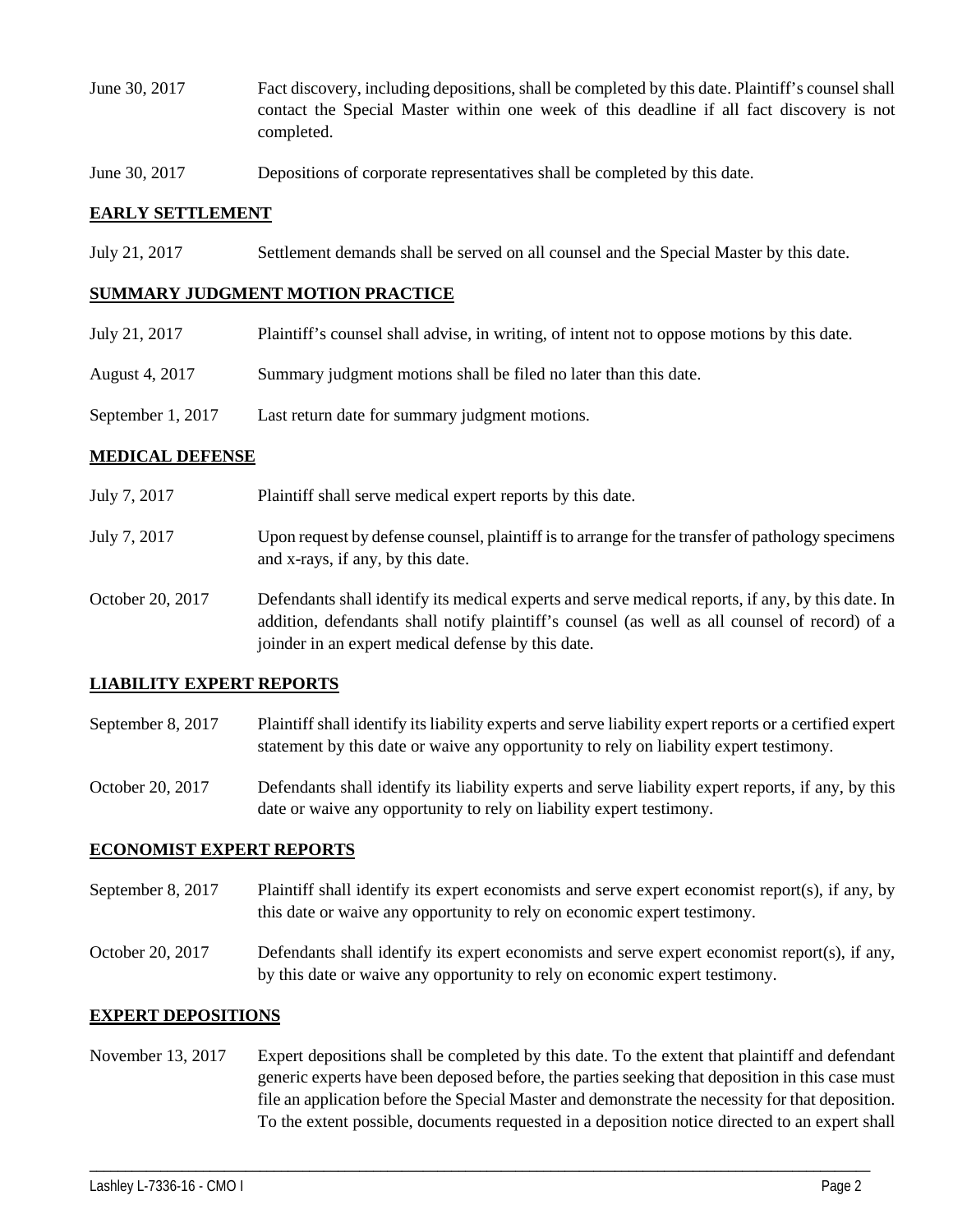June 30, 2017 Fact discovery, including depositions, shall be completed by this date. Plaintiff's counsel shall contact the Special Master within one week of this deadline if all fact discovery is not completed.

June 30, 2017 Depositions of corporate representatives shall be completed by this date.

## EARLY SETTLEMENT

July 21, 2017 Settlement demands shall be served on all counsel and the Special Master by this date.

## SUMMARY JUDGMENT MOTION PRACTICE

July 21, 2017 Plaintiff's counsel shall advise, in writing, of intent not to oppose motions by this date.

August 4, 2017 Summary judgment motions shall be filed no later than this date.

September 1, 2017 Last return date for summary judgment motions.

## MEDICAL DEFENSE

July 7, 2017 Plaintiff shall serve medical expert reports by this date.

July 7, 2017 Upon request by defense counsel, plaintiff is to arrange for the transfer of pathology specimens and x-rays, if any, by this date.

October 20, 2017 Defendants shall identify its medical experts and serve medical reports, if any, by this date. In addition, defendants shall notify plaintiff's counsel (as well as all counsel of record) of a joinder in an expert medical defense by this date.

## LIABILITY EXPERT REPORTS

September 8, 2017 Plaintiff shall identify its liability experts and serve liability expert reports or a certified expert statement by this date or waive any opportunity to rely on liability expert testimony.

October 20, 2017 Defendants shall identify its liability experts and serve liability expert reports, if any, by this date or waive any opportunity to rely on liability expert testimony.

## ECONOMIST EXPERT REPORTS

September 8, 2017 Plaintiff shall identify its expert economists and serve expert economist report(s), if any, by this date or waive any opportunity to rely on economic expert testimony.

October 20, 2017 Defendants shall identify its expert economists and serve expert economist report(s), if any, by this date or waive any opportunity to rely on economic expert testimony.

## EXPERT DEPOSITIONS

November 13, 2017 Expert depositions shall be completed by this date. To the extent that plaintiff and defendant generic experts have been deposed before, the parties seeking that deposition in this case must file an application before the Special Master and demonstrate the necessity for that deposition. To the extent possible, documents requested in a deposition notice directed to an expert shall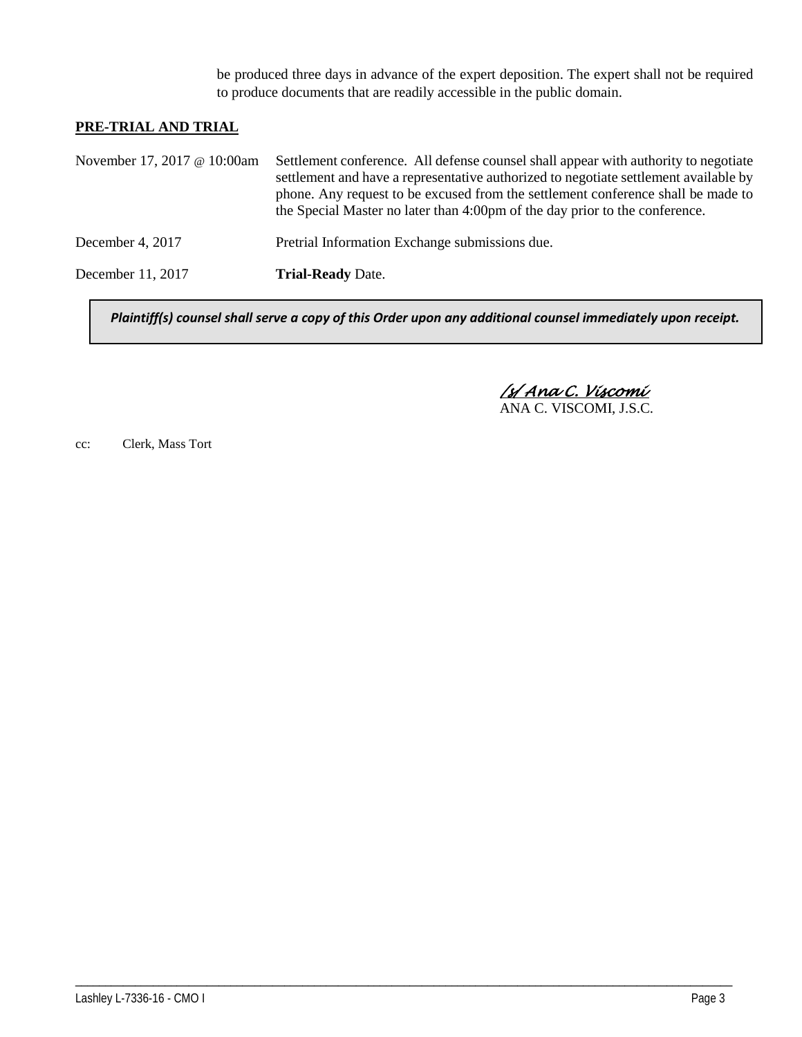be produced three days in advance of the expert deposition. The expert shall not be required to produce documents that are readily accessible in the public domain.

**PRE-TRIAL AND TRIAL**

| | |
|---|---|
| November 17, 2017 @ 10:00am | Settlement conference. All defense counsel shall appear with authority to negotiate settlement and have a representative authorized to negotiate settlement available by phone. Any request to be excused from the settlement conference shall be made to the Special Master no later than 4:00pm of the day prior to the conference. |
| December 4, 2017 | Pretrial Information Exchange submissions due. |
| December 11, 2017 | **Trial-Ready** Date. |

***Plaintiff(s) counsel shall serve a copy of this Order upon any additional counsel immediately upon receipt.***

*/s/ Ana C. Viscomi*
ANA C. VISCOMI, J.S.C.

cc: Clerk, Mass Tort